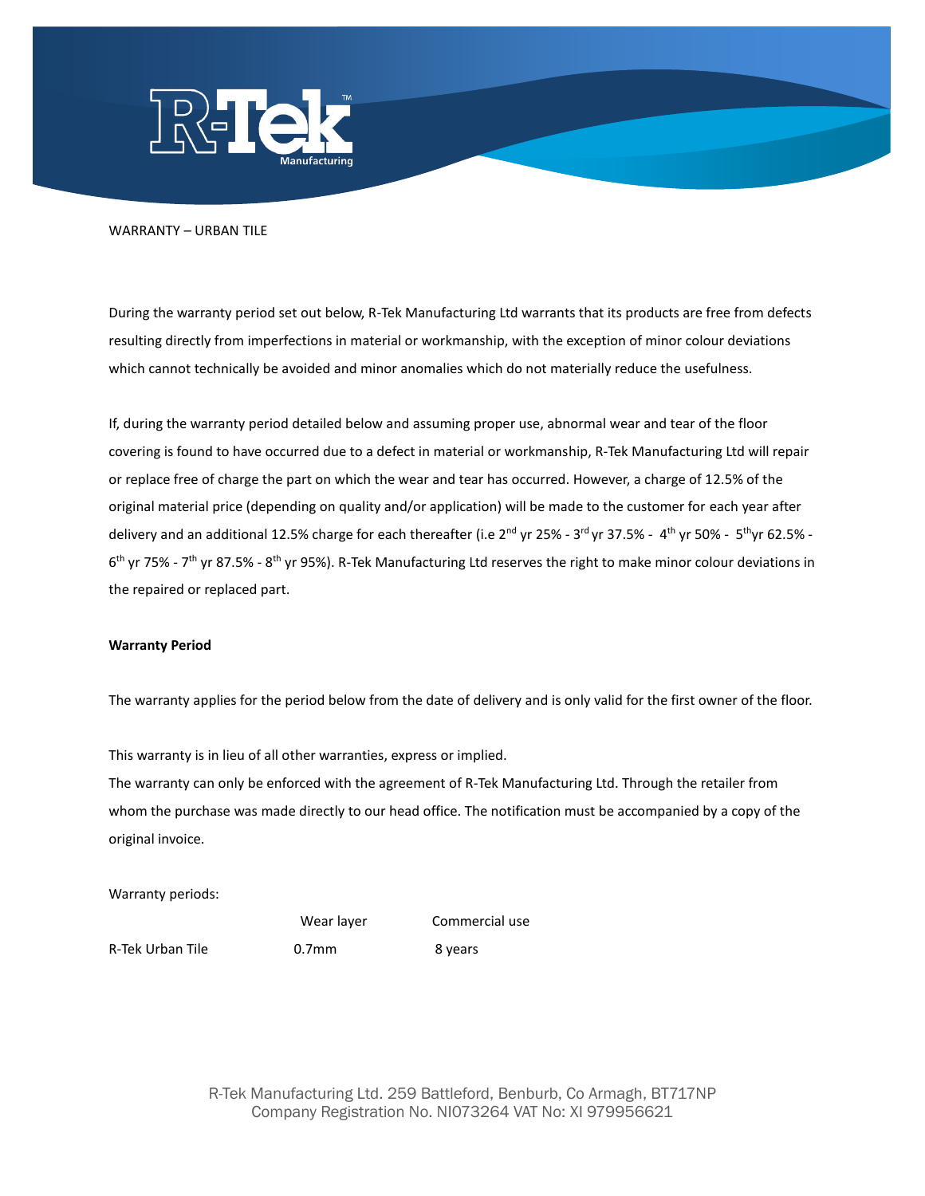WARRANTY – URBAN TILE

During the warranty period set out below, R-Tek Manufacturing Ltd warrants that its products are free from defects resulting directly from imperfections in material or workmanship, with the exception of minor colour deviations which cannot technically be avoided and minor anomalies which do not materially reduce the usefulness.

If, during the warranty period detailed below and assuming proper use, abnormal wear and tear of the floor covering is found to have occurred due to a defect in material or workmanship, R-Tek Manufacturing Ltd will repair or replace free of charge the part on which the wear and tear has occurred. However, a charge of 12.5% of the original material price (depending on quality and/or application) will be made to the customer for each year after delivery and an additional 12.5% charge for each thereafter (i.e 2nd yr 25% - 3rd yr 37.5% - 4th yr 50% - 5th yr 62.5% - 6th yr 75% - 7th yr 87.5% - 8th yr 95%). R-Tek Manufacturing Ltd reserves the right to make minor colour deviations in the repaired or replaced part.

**Warranty Period**

The warranty applies for the period below from the date of delivery and is only valid for the first owner of the floor.

This warranty is in lieu of all other warranties, express or implied.
The warranty can only be enforced with the agreement of R-Tek Manufacturing Ltd. Through the retailer from whom the purchase was made directly to our head office. The notification must be accompanied by a copy of the original invoice.

Warranty periods:

| | Wear layer | Commercial use |
|---|---|---|
| R-Tek Urban Tile | 0.7mm | 8 years |

R-Tek Manufacturing Ltd. 259 Battleford, Benburb, Co Armagh, BT717NP
Company Registration No. NI073264 VAT No: XI 979956621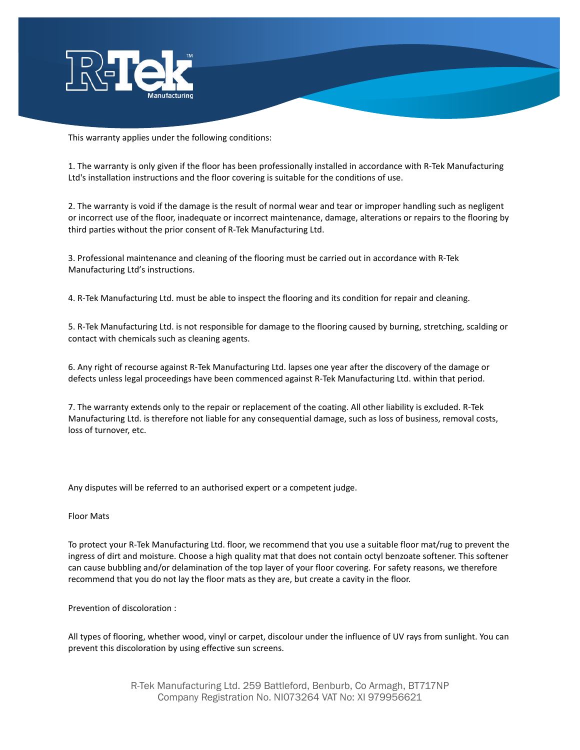This warranty applies under the following conditions:

1. The warranty is only given if the floor has been professionally installed in accordance with R-Tek Manufacturing Ltd's installation instructions and the floor covering is suitable for the conditions of use.

2. The warranty is void if the damage is the result of normal wear and tear or improper handling such as negligent or incorrect use of the floor, inadequate or incorrect maintenance, damage, alterations or repairs to the flooring by third parties without the prior consent of R-Tek Manufacturing Ltd.

3. Professional maintenance and cleaning of the flooring must be carried out in accordance with R-Tek Manufacturing Ltd's instructions.

4. R-Tek Manufacturing Ltd. must be able to inspect the flooring and its condition for repair and cleaning.

5. R-Tek Manufacturing Ltd. is not responsible for damage to the flooring caused by burning, stretching, scalding or contact with chemicals such as cleaning agents.

6. Any right of recourse against R-Tek Manufacturing Ltd. lapses one year after the discovery of the damage or defects unless legal proceedings have been commenced against R-Tek Manufacturing Ltd. within that period.

7. The warranty extends only to the repair or replacement of the coating. All other liability is excluded. R-Tek Manufacturing Ltd. is therefore not liable for any consequential damage, such as loss of business, removal costs, loss of turnover, etc.

Any disputes will be referred to an authorised expert or a competent judge.

Floor Mats

To protect your R-Tek Manufacturing Ltd. floor, we recommend that you use a suitable floor mat/rug to prevent the ingress of dirt and moisture. Choose a high quality mat that does not contain octyl benzoate softener. This softener can cause bubbling and/or delamination of the top layer of your floor covering. For safety reasons, we therefore recommend that you do not lay the floor mats as they are, but create a cavity in the floor.

Prevention of discoloration :

All types of flooring, whether wood, vinyl or carpet, discolour under the influence of UV rays from sunlight. You can prevent this discoloration by using effective sun screens.

R-Tek Manufacturing Ltd. 259 Battleford, Benburb, Co Armagh, BT717NP
Company Registration No. NI073264 VAT No: XI 979956621